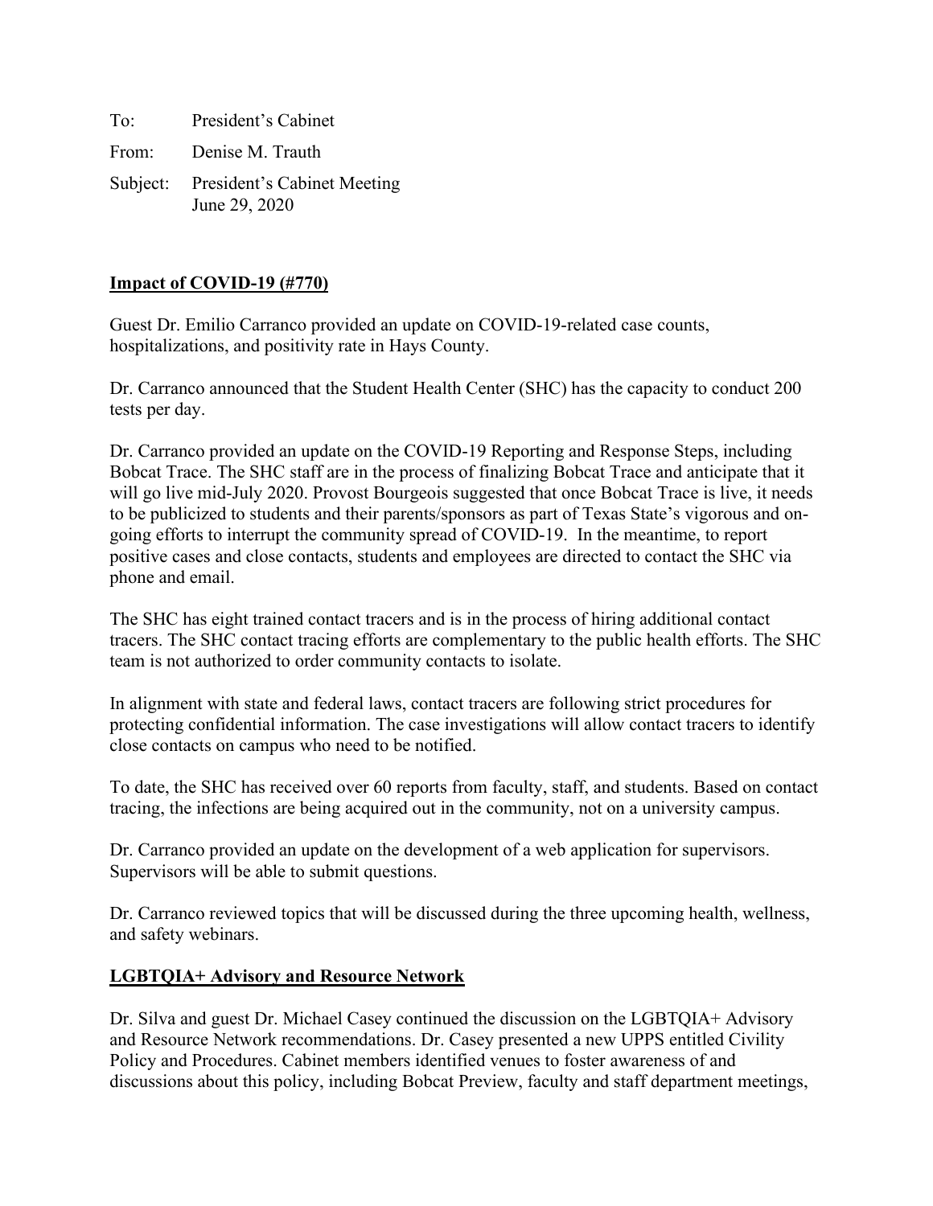To: President's Cabinet

From: Denise M. Trauth

Subject: President's Cabinet Meeting
June 29, 2020

## Impact of COVID-19 (#770)

Guest Dr. Emilio Carranco provided an update on COVID-19-related case counts, hospitalizations, and positivity rate in Hays County.

Dr. Carranco announced that the Student Health Center (SHC) has the capacity to conduct 200 tests per day.

Dr. Carranco provided an update on the COVID-19 Reporting and Response Steps, including Bobcat Trace. The SHC staff are in the process of finalizing Bobcat Trace and anticipate that it will go live mid-July 2020. Provost Bourgeois suggested that once Bobcat Trace is live, it needs to be publicized to students and their parents/sponsors as part of Texas State's vigorous and on-going efforts to interrupt the community spread of COVID-19. In the meantime, to report positive cases and close contacts, students and employees are directed to contact the SHC via phone and email.

The SHC has eight trained contact tracers and is in the process of hiring additional contact tracers. The SHC contact tracing efforts are complementary to the public health efforts. The SHC team is not authorized to order community contacts to isolate.

In alignment with state and federal laws, contact tracers are following strict procedures for protecting confidential information. The case investigations will allow contact tracers to identify close contacts on campus who need to be notified.

To date, the SHC has received over 60 reports from faculty, staff, and students. Based on contact tracing, the infections are being acquired out in the community, not on a university campus.

Dr. Carranco provided an update on the development of a web application for supervisors. Supervisors will be able to submit questions.

Dr. Carranco reviewed topics that will be discussed during the three upcoming health, wellness, and safety webinars.

## LGBTQIA+ Advisory and Resource Network

Dr. Silva and guest Dr. Michael Casey continued the discussion on the LGBTQIA+ Advisory and Resource Network recommendations. Dr. Casey presented a new UPPS entitled Civility Policy and Procedures. Cabinet members identified venues to foster awareness of and discussions about this policy, including Bobcat Preview, faculty and staff department meetings,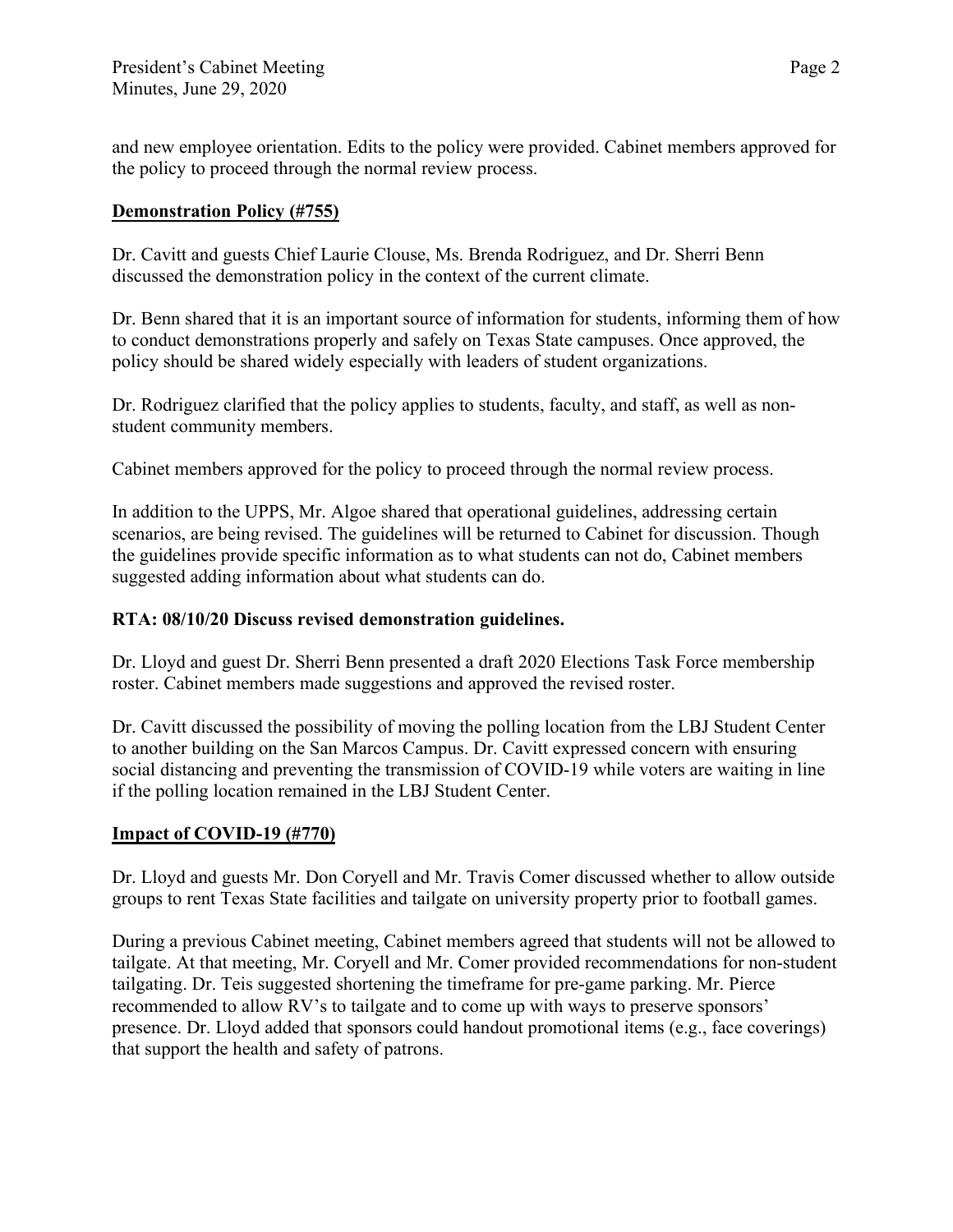and new employee orientation. Edits to the policy were provided. Cabinet members approved for the policy to proceed through the normal review process.

**<u>Demonstration Policy (#755)</u>**

Dr. Cavitt and guests Chief Laurie Clouse, Ms. Brenda Rodriguez, and Dr. Sherri Benn discussed the demonstration policy in the context of the current climate.

Dr. Benn shared that it is an important source of information for students, informing them of how to conduct demonstrations properly and safely on Texas State campuses. Once approved, the policy should be shared widely especially with leaders of student organizations.

Dr. Rodriguez clarified that the policy applies to students, faculty, and staff, as well as non-student community members.

Cabinet members approved for the policy to proceed through the normal review process.

In addition to the UPPS, Mr. Algoe shared that operational guidelines, addressing certain scenarios, are being revised. The guidelines will be returned to Cabinet for discussion. Though the guidelines provide specific information as to what students can not do, Cabinet members suggested adding information about what students can do.

**RTA: 08/10/20 Discuss revised demonstration guidelines.**

Dr. Lloyd and guest Dr. Sherri Benn presented a draft 2020 Elections Task Force membership roster. Cabinet members made suggestions and approved the revised roster.

Dr. Cavitt discussed the possibility of moving the polling location from the LBJ Student Center to another building on the San Marcos Campus. Dr. Cavitt expressed concern with ensuring social distancing and preventing the transmission of COVID-19 while voters are waiting in line if the polling location remained in the LBJ Student Center.

**<u>Impact of COVID-19 (#770)</u>**

Dr. Lloyd and guests Mr. Don Coryell and Mr. Travis Comer discussed whether to allow outside groups to rent Texas State facilities and tailgate on university property prior to football games.

During a previous Cabinet meeting, Cabinet members agreed that students will not be allowed to tailgate. At that meeting, Mr. Coryell and Mr. Comer provided recommendations for non-student tailgating. Dr. Teis suggested shortening the timeframe for pre-game parking. Mr. Pierce recommended to allow RV's to tailgate and to come up with ways to preserve sponsors' presence. Dr. Lloyd added that sponsors could handout promotional items (e.g., face coverings) that support the health and safety of patrons.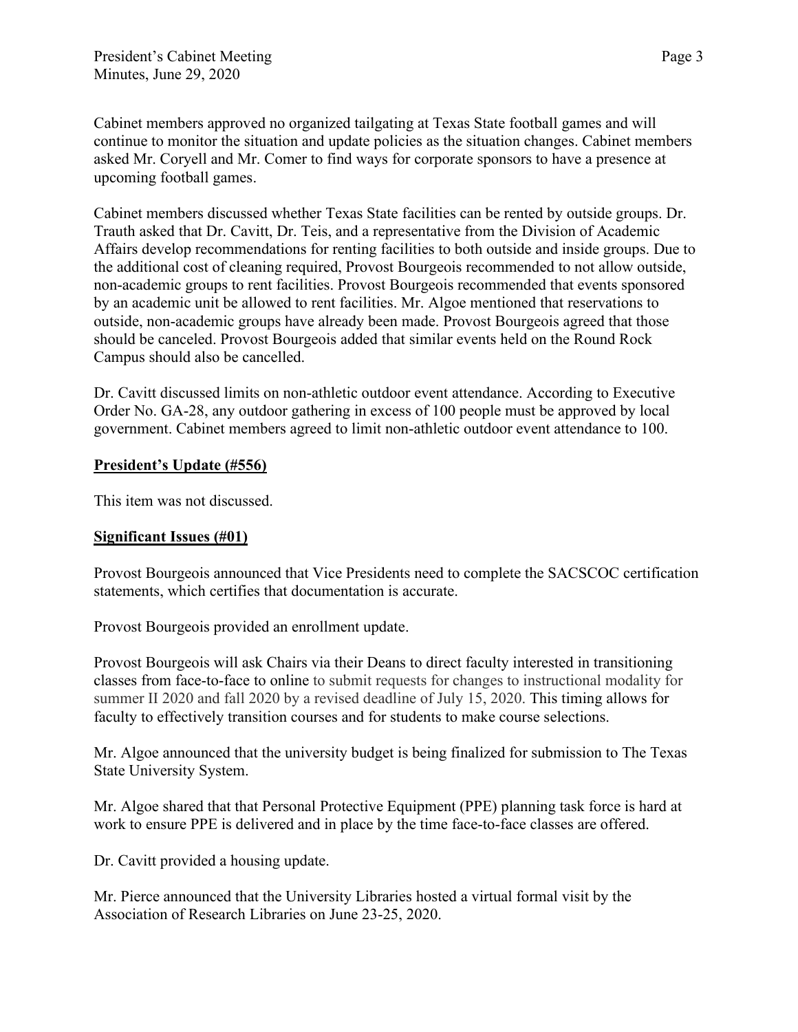Cabinet members approved no organized tailgating at Texas State football games and will continue to monitor the situation and update policies as the situation changes. Cabinet members asked Mr. Coryell and Mr. Comer to find ways for corporate sponsors to have a presence at upcoming football games.

Cabinet members discussed whether Texas State facilities can be rented by outside groups. Dr. Trauth asked that Dr. Cavitt, Dr. Teis, and a representative from the Division of Academic Affairs develop recommendations for renting facilities to both outside and inside groups. Due to the additional cost of cleaning required, Provost Bourgeois recommended to not allow outside, non-academic groups to rent facilities. Provost Bourgeois recommended that events sponsored by an academic unit be allowed to rent facilities. Mr. Algoe mentioned that reservations to outside, non-academic groups have already been made. Provost Bourgeois agreed that those should be canceled. Provost Bourgeois added that similar events held on the Round Rock Campus should also be cancelled.

Dr. Cavitt discussed limits on non-athletic outdoor event attendance. According to Executive Order No. GA-28, any outdoor gathering in excess of 100 people must be approved by local government. Cabinet members agreed to limit non-athletic outdoor event attendance to 100.

**President's Update (#556)**

This item was not discussed.

**Significant Issues (#01)**

Provost Bourgeois announced that Vice Presidents need to complete the SACSCOC certification statements, which certifies that documentation is accurate.

Provost Bourgeois provided an enrollment update.

Provost Bourgeois will ask Chairs via their Deans to direct faculty interested in transitioning classes from face-to-face to online to submit requests for changes to instructional modality for summer II 2020 and fall 2020 by a revised deadline of July 15, 2020. This timing allows for faculty to effectively transition courses and for students to make course selections.

Mr. Algoe announced that the university budget is being finalized for submission to The Texas State University System.

Mr. Algoe shared that that Personal Protective Equipment (PPE) planning task force is hard at work to ensure PPE is delivered and in place by the time face-to-face classes are offered.

Dr. Cavitt provided a housing update.

Mr. Pierce announced that the University Libraries hosted a virtual formal visit by the Association of Research Libraries on June 23-25, 2020.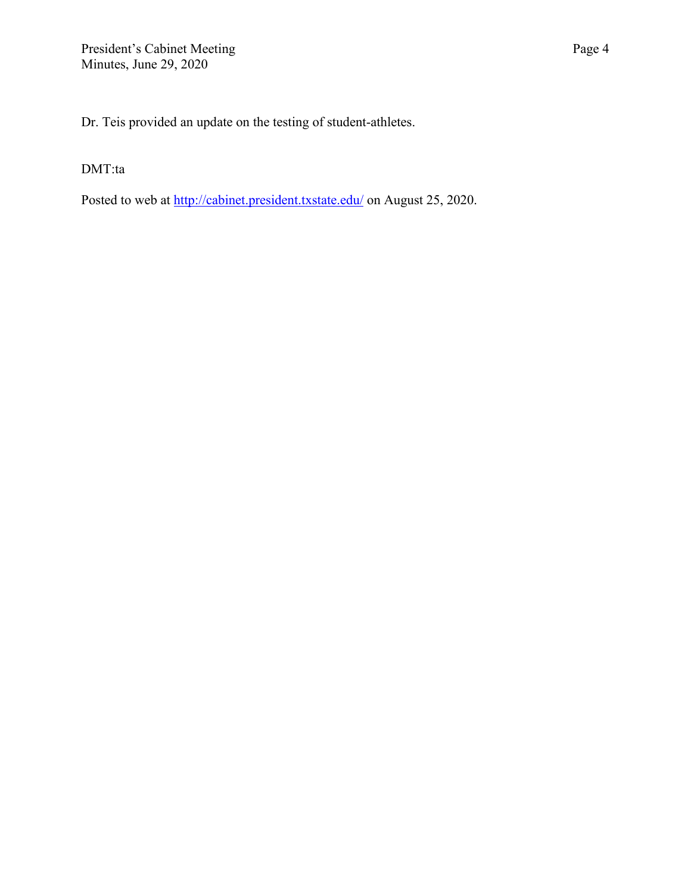Dr. Teis provided an update on the testing of student-athletes.

DMT:ta

Posted to web at http://cabinet.president.txstate.edu/ on August 25, 2020.